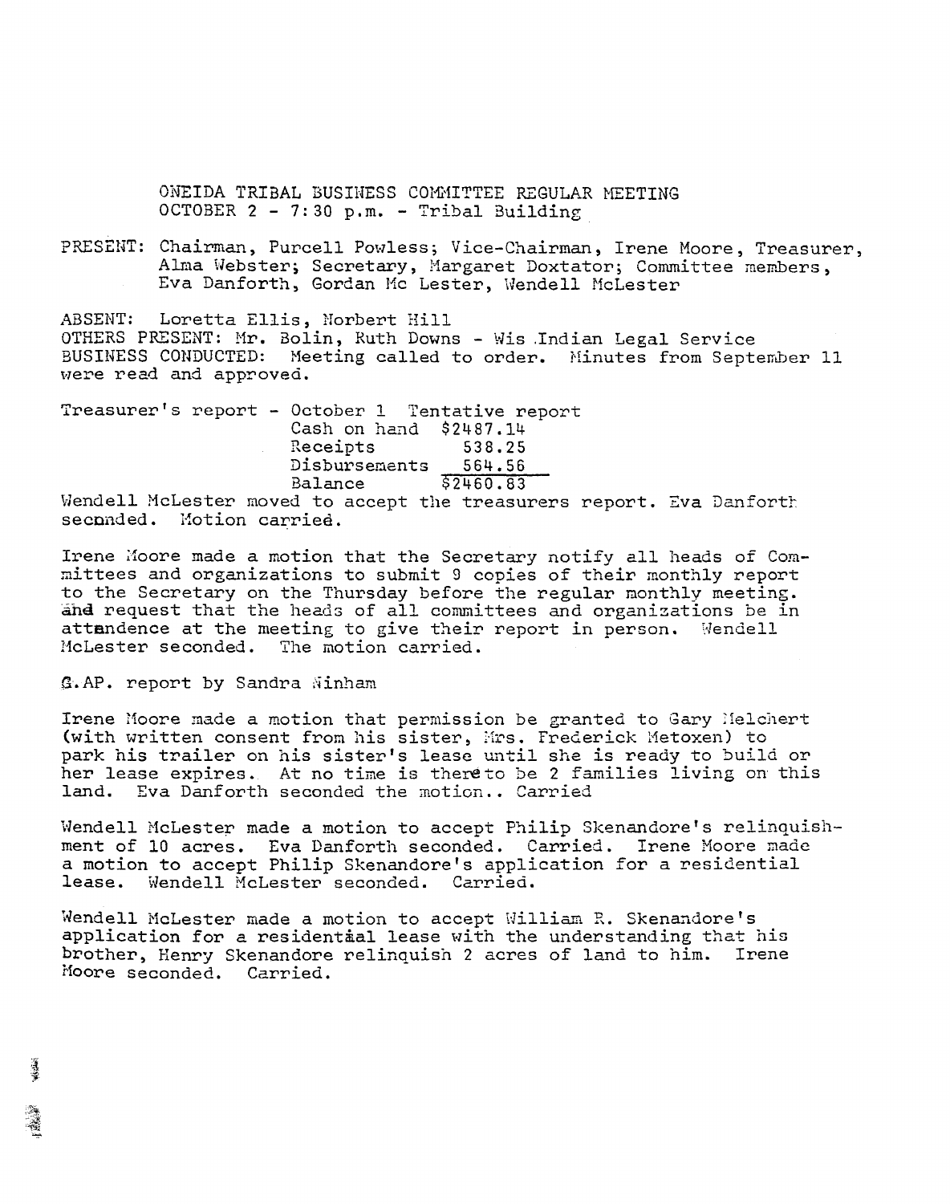ONEIDA TRIBAL BUSINESS COMMITTEE REGULAR MEETING
OCTOBER 2 - 7:30 p.m. - Tribal Building

PRESENT: Chairman, Purcell Powless; Vice-Chairman, Irene Moore, Treasurer, Alma Webster; Secretary, Margaret Doxtator; Committee members, Eva Danforth, Gordan Mc Lester, Wendell McLester

ABSENT: Loretta Ellis, Norbert Hill

OTHERS PRESENT: Mr. Bolin, Ruth Downs - Wis Indian Legal Service

BUSINESS CONDUCTED: Meeting called to order. Minutes from September 11 were read and approved.

Treasurer's report - October 1 Tentative report

| | |
|---|---|
| Cash on hand | $2487.14 |
| Receipts | 538.25 |
| Disbursements | 564.56 |
| Balance | $2460.83 |

Wendell McLester moved to accept the treasurers report. Eva Danforth seconded. Motion carried.

Irene Moore made a motion that the Secretary notify all heads of Committees and organizations to submit 9 copies of their monthly report to the Secretary on the Thursday before the regular monthly meeting. and request that the heads of all committees and organizations be in attendence at the meeting to give their report in person. Wendell McLester seconded. The motion carried.

G.AP. report by Sandra Ninham

Irene Moore made a motion that permission be granted to Gary Melchert (with written consent from his sister, Mrs. Frederick Metoxen) to park his trailer on his sister's lease until she is ready to build or her lease expires. At no time is there to be 2 families living on this land. Eva Danforth seconded the motion.. Carried

Wendell McLester made a motion to accept Philip Skenandore's relinquishment of 10 acres. Eva Danforth seconded. Carried. Irene Moore made a motion to accept Philip Skenandore's application for a residential lease. Wendell McLester seconded. Carried.

Wendell McLester made a motion to accept William R. Skenandore's application for a residential lease with the understanding that his brother, Henry Skenandore relinquish 2 acres of land to him. Irene Moore seconded. Carried.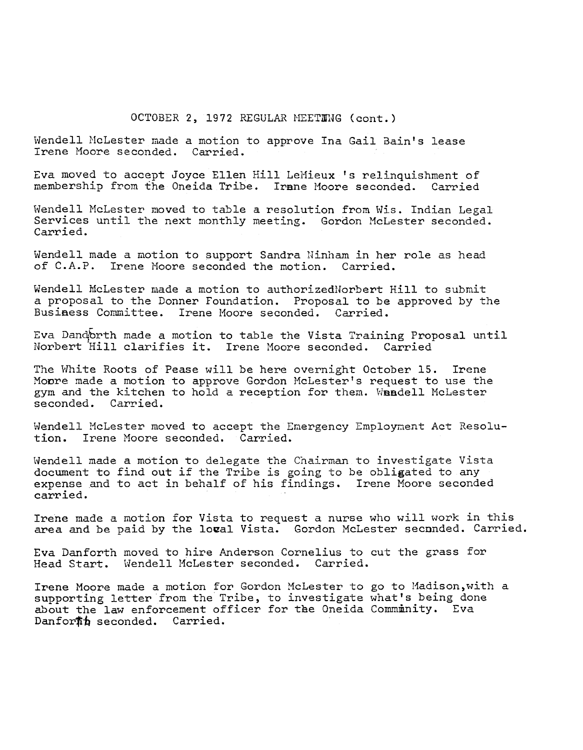OCTOBER 2, 1972 REGULAR MEETING (cont.)

Wendell McLester made a motion to approve Ina Gail Bain's lease Irene Moore seconded. Carried.

Eva moved to accept Joyce Ellen Hill LeMieux 's relinquishment of membership from the Oneida Tribe. Irene Moore seconded. Carried

Wendell McLester moved to table a resolution from Wis. Indian Legal Services until the next monthly meeting. Gordon McLester seconded. Carried.

Wendell made a motion to support Sandra Ninham in her role as head of C.A.P. Irene Moore seconded the motion. Carried.

Wendell McLester made a motion to authorizedNorbert Hill to submit a proposal to the Donner Foundation. Proposal to be approved by the Business Committee. Irene Moore seconded. Carried.

Eva Danforth made a motion to table the Vista Training Proposal until Norbert Hill clarifies it. Irene Moore seconded. Carried

The White Roots of Pease will be here overnight October 15. Irene Moore made a motion to approve Gordon McLester's request to use the gym and the kitchen to hold a reception for them. Wendell McLester seconded. Carried.

Wendell McLester moved to accept the Emergency Employment Act Resolution. Irene Moore seconded. Carried.

Wendell made a motion to delegate the Chairman to investigate Vista document to find out if the Tribe is going to be obligated to any expense and to act in behalf of his findings. Irene Moore seconded carried.

Irene made a motion for Vista to request a nurse who will work in this area and be paid by the local Vista. Gordon McLester seconded. Carried.

Eva Danforth moved to hire Anderson Cornelius to cut the grass for Head Start. Wendell McLester seconded. Carried.

Irene Moore made a motion for Gordon McLester to go to Madison,with a supporting letter from the Tribe, to investigate what's being done about the law enforcement officer for the Oneida Community. Eva Danforth seconded. Carried.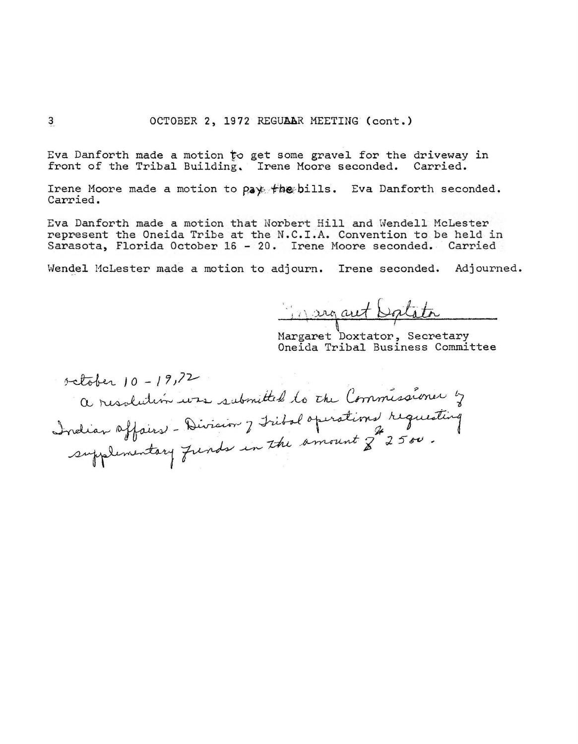OCTOBER 2, 1972 REGUAAR MEETING (cont.)

Eva Danforth made a motion to get some gravel for the driveway in front of the Tribal Building. Irene Moore seconded. Carried.

Irene Moore made a motion to pay the bills. Eva Danforth seconded. Carried.

Eva Danforth made a motion that Norbert Hill and Wendell McLester represent the Oneida Tribe at the N.C.I.A. Convention to be held in Sarasota, Florida October 16 - 20. Irene Moore seconded. Carried

Wendel McLester made a motion to adjourn. Irene seconded. Adjourned.

Margaret Doxtator

Margaret Doxtator, Secretary
Oneida Tribal Business Committee

October 10 - 19,72
a resolution was submitted to the Commissioner of Indian affairs - Division of Tribal operations requesting supplementary funds in the amount of $2500.